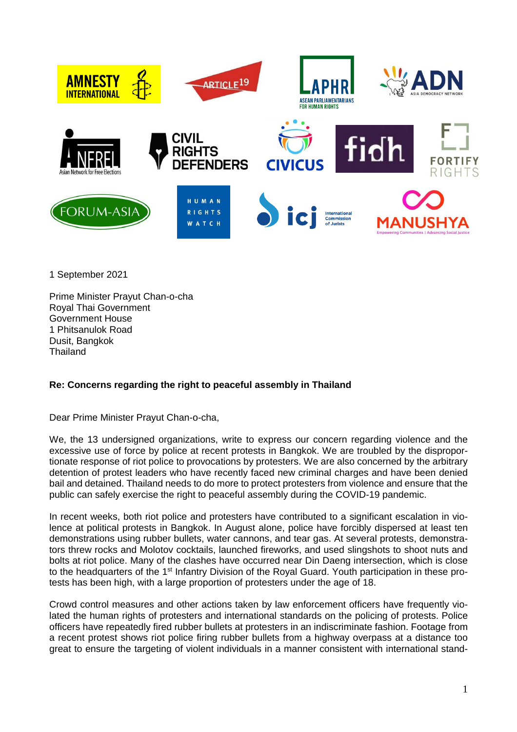1 September 2021

Prime Minister Prayut Chan-o-cha
Royal Thai Government
Government House
1 Phitsanulok Road
Dusit, Bangkok
Thailand

**Re: Concerns regarding the right to peaceful assembly in Thailand**

Dear Prime Minister Prayut Chan-o-cha,

We, the 13 undersigned organizations, write to express our concern regarding violence and the excessive use of force by police at recent protests in Bangkok. We are troubled by the disproportionate response of riot police to provocations by protesters. We are also concerned by the arbitrary detention of protest leaders who have recently faced new criminal charges and have been denied bail and detained. Thailand needs to do more to protect protesters from violence and ensure that the public can safely exercise the right to peaceful assembly during the COVID-19 pandemic.

In recent weeks, both riot police and protesters have contributed to a significant escalation in violence at political protests in Bangkok. In August alone, police have forcibly dispersed at least ten demonstrations using rubber bullets, water cannons, and tear gas. At several protests, demonstrators threw rocks and Molotov cocktails, launched fireworks, and used slingshots to shoot nuts and bolts at riot police. Many of the clashes have occurred near Din Daeng intersection, which is close to the headquarters of the 1st Infantry Division of the Royal Guard. Youth participation in these protests has been high, with a large proportion of protesters under the age of 18.

Crowd control measures and other actions taken by law enforcement officers have frequently violated the human rights of protesters and international standards on the policing of protests. Police officers have repeatedly fired rubber bullets at protesters in an indiscriminate fashion. Footage from a recent protest shows riot police firing rubber bullets from a highway overpass at a distance too great to ensure the targeting of violent individuals in a manner consistent with international stand-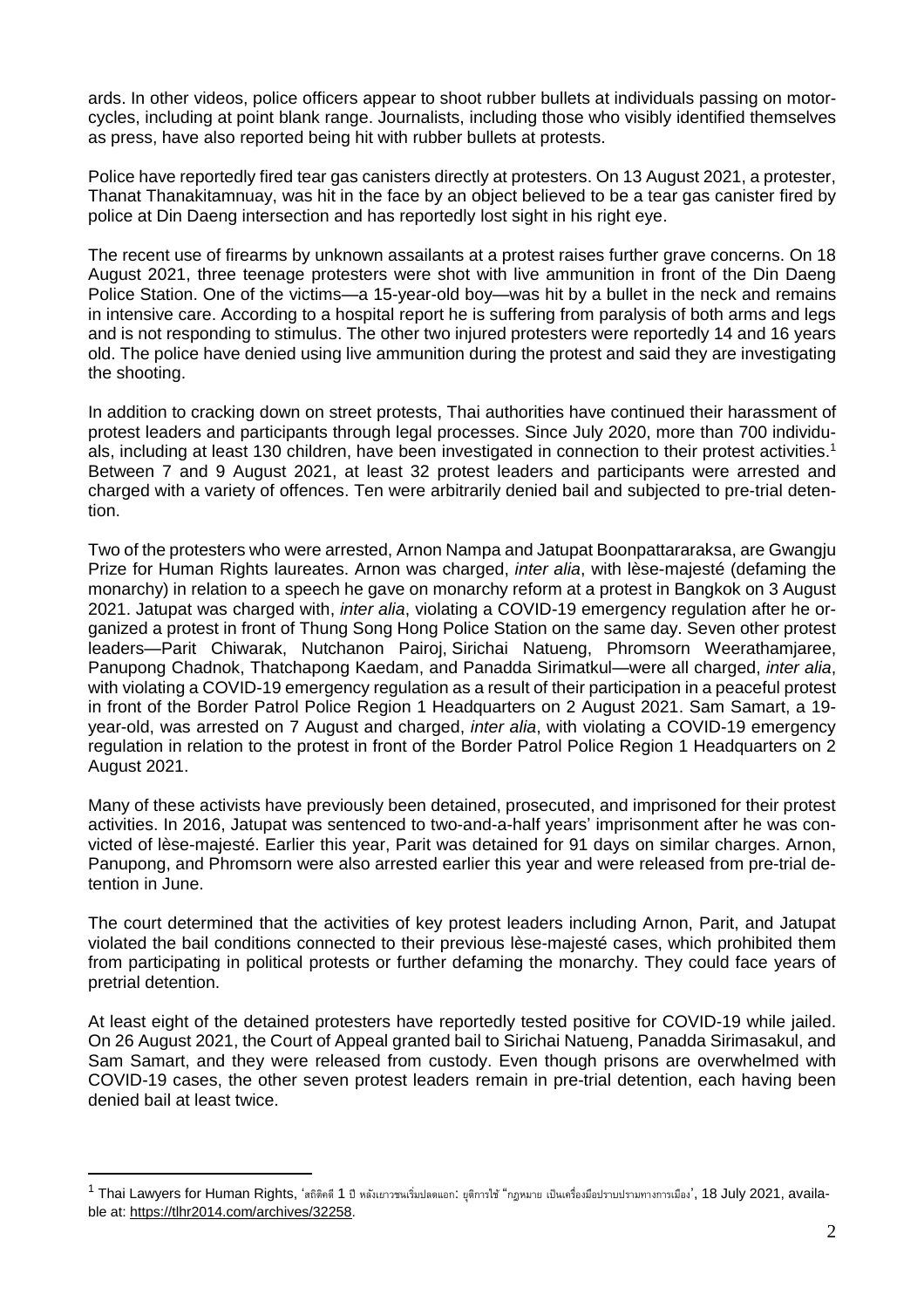ards. In other videos, police officers appear to shoot rubber bullets at individuals passing on motorcycles, including at point blank range. Journalists, including those who visibly identified themselves as press, have also reported being hit with rubber bullets at protests.

Police have reportedly fired tear gas canisters directly at protesters. On 13 August 2021, a protester, Thanat Thanakitamnuay, was hit in the face by an object believed to be a tear gas canister fired by police at Din Daeng intersection and has reportedly lost sight in his right eye.

The recent use of firearms by unknown assailants at a protest raises further grave concerns. On 18 August 2021, three teenage protesters were shot with live ammunition in front of the Din Daeng Police Station. One of the victims—a 15-year-old boy—was hit by a bullet in the neck and remains in intensive care. According to a hospital report he is suffering from paralysis of both arms and legs and is not responding to stimulus. The other two injured protesters were reportedly 14 and 16 years old. The police have denied using live ammunition during the protest and said they are investigating the shooting.

In addition to cracking down on street protests, Thai authorities have continued their harassment of protest leaders and participants through legal processes. Since July 2020, more than 700 individuals, including at least 130 children, have been investigated in connection to their protest activities.[1] Between 7 and 9 August 2021, at least 32 protest leaders and participants were arrested and charged with a variety of offences. Ten were arbitrarily denied bail and subjected to pre-trial detention.

Two of the protesters who were arrested, Arnon Nampa and Jatupat Boonpattararaksa, are Gwangju Prize for Human Rights laureates. Arnon was charged, *inter alia*, with lèse-majesté (defaming the monarchy) in relation to a speech he gave on monarchy reform at a protest in Bangkok on 3 August 2021. Jatupat was charged with, *inter alia*, violating a COVID-19 emergency regulation after he organized a protest in front of Thung Song Hong Police Station on the same day. Seven other protest leaders—Parit Chiwarak, Nutchanon Pairoj, Sirichai Natueng, Phromsorn Weerathamjaree, Panupong Chadnok, Thatchapong Kaedam, and Panadda Sirimatkul—were all charged, *inter alia*, with violating a COVID-19 emergency regulation as a result of their participation in a peaceful protest in front of the Border Patrol Police Region 1 Headquarters on 2 August 2021. Sam Samart, a 19-year-old, was arrested on 7 August and charged, *inter alia*, with violating a COVID-19 emergency regulation in relation to the protest in front of the Border Patrol Police Region 1 Headquarters on 2 August 2021.

Many of these activists have previously been detained, prosecuted, and imprisoned for their protest activities. In 2016, Jatupat was sentenced to two-and-a-half years' imprisonment after he was convicted of lèse-majesté. Earlier this year, Parit was detained for 91 days on similar charges. Arnon, Panupong, and Phromsorn were also arrested earlier this year and were released from pre-trial detention in June.

The court determined that the activities of key protest leaders including Arnon, Parit, and Jatupat violated the bail conditions connected to their previous lèse-majesté cases, which prohibited them from participating in political protests or further defaming the monarchy. They could face years of pretrial detention.

At least eight of the detained protesters have reportedly tested positive for COVID-19 while jailed. On 26 August 2021, the Court of Appeal granted bail to Sirichai Natueng, Panadda Sirimasakul, and Sam Samart, and they were released from custody. Even though prisons are overwhelmed with COVID-19 cases, the other seven protest leaders remain in pre-trial detention, each having been denied bail at least twice.

---

[1] Thai Lawyers for Human Rights, 'สถิติคดี 1 ปี หลังเยาวชนเริ่มปลดแอก: ยุติการใช้ "กฎหมาย เป็นเครื่องมือปราบปรามทางการเมือง', 18 July 2021, available at: https://tlhr2014.com/archives/32258.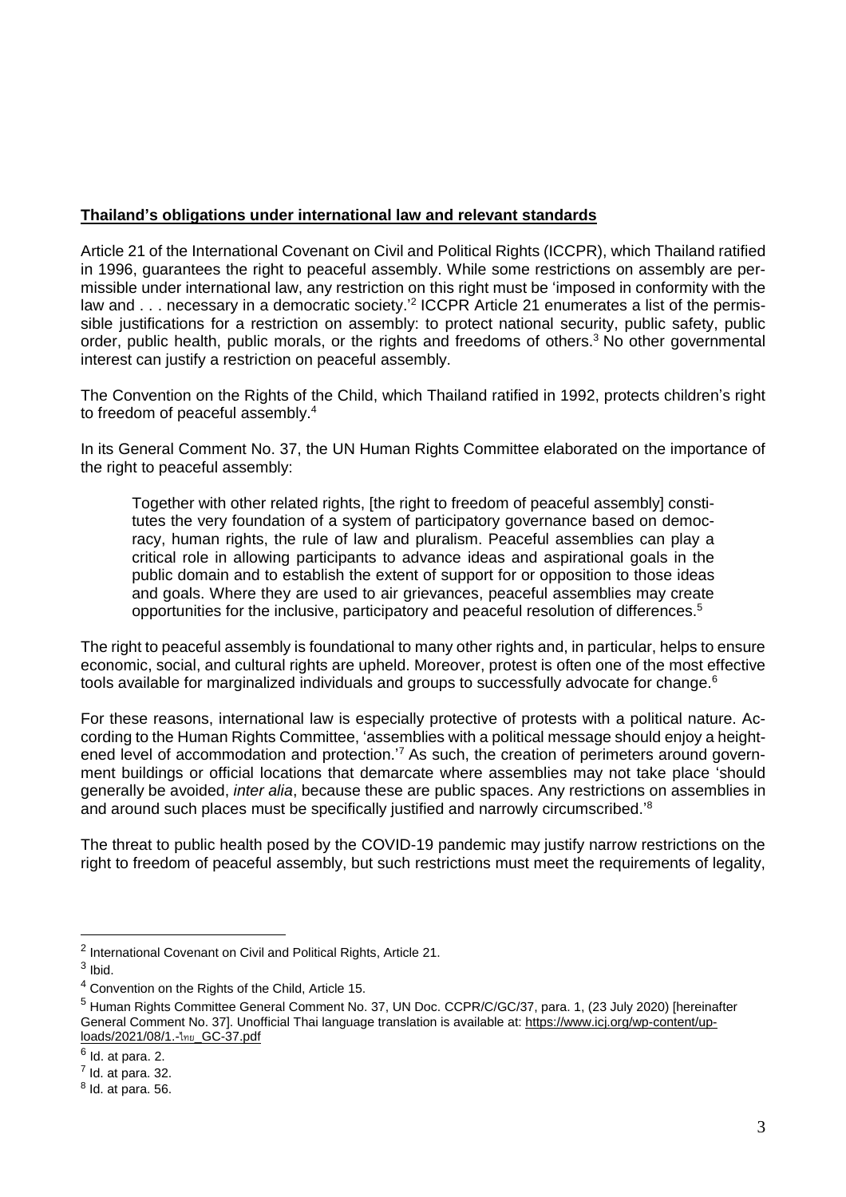**Thailand's obligations under international law and relevant standards**

Article 21 of the International Covenant on Civil and Political Rights (ICCPR), which Thailand ratified in 1996, guarantees the right to peaceful assembly. While some restrictions on assembly are permissible under international law, any restriction on this right must be 'imposed in conformity with the law and . . . necessary in a democratic society.'[2] ICCPR Article 21 enumerates a list of the permissible justifications for a restriction on assembly: to protect national security, public safety, public order, public health, public morals, or the rights and freedoms of others.[3] No other governmental interest can justify a restriction on peaceful assembly.

The Convention on the Rights of the Child, which Thailand ratified in 1992, protects children's right to freedom of peaceful assembly.[4]

In its General Comment No. 37, the UN Human Rights Committee elaborated on the importance of the right to peaceful assembly:

> Together with other related rights, [the right to freedom of peaceful assembly] constitutes the very foundation of a system of participatory governance based on democracy, human rights, the rule of law and pluralism. Peaceful assemblies can play a critical role in allowing participants to advance ideas and aspirational goals in the public domain and to establish the extent of support for or opposition to those ideas and goals. Where they are used to air grievances, peaceful assemblies may create opportunities for the inclusive, participatory and peaceful resolution of differences.[5]

The right to peaceful assembly is foundational to many other rights and, in particular, helps to ensure economic, social, and cultural rights are upheld. Moreover, protest is often one of the most effective tools available for marginalized individuals and groups to successfully advocate for change.[6]

For these reasons, international law is especially protective of protests with a political nature. According to the Human Rights Committee, 'assemblies with a political message should enjoy a heightened level of accommodation and protection.'[7] As such, the creation of perimeters around government buildings or official locations that demarcate where assemblies may not take place 'should generally be avoided, *inter alia*, because these are public spaces. Any restrictions on assemblies in and around such places must be specifically justified and narrowly circumscribed.'[8]

The threat to public health posed by the COVID-19 pandemic may justify narrow restrictions on the right to freedom of peaceful assembly, but such restrictions must meet the requirements of legality,

---

[2] International Covenant on Civil and Political Rights, Article 21.

[3] Ibid.

[4] Convention on the Rights of the Child, Article 15.

[5] Human Rights Committee General Comment No. 37, UN Doc. CCPR/C/GC/37, para. 1, (23 July 2020) [hereinafter General Comment No. 37]. Unofficial Thai language translation is available at: https://www.icj.org/wp-content/uploads/2021/08/1.-ไทย_GC-37.pdf

[6] Id. at para. 2.

[7] Id. at para. 32.

[8] Id. at para. 56.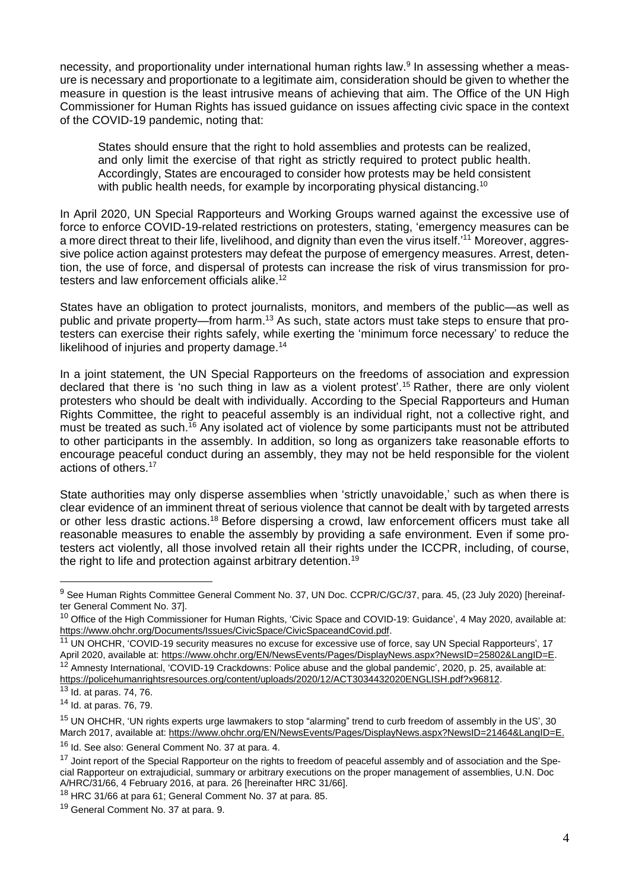necessity, and proportionality under international human rights law.[9] In assessing whether a measure is necessary and proportionate to a legitimate aim, consideration should be given to whether the measure in question is the least intrusive means of achieving that aim. The Office of the UN High Commissioner for Human Rights has issued guidance on issues affecting civic space in the context of the COVID-19 pandemic, noting that:

> States should ensure that the right to hold assemblies and protests can be realized, and only limit the exercise of that right as strictly required to protect public health. Accordingly, States are encouraged to consider how protests may be held consistent with public health needs, for example by incorporating physical distancing.[10]

In April 2020, UN Special Rapporteurs and Working Groups warned against the excessive use of force to enforce COVID-19-related restrictions on protesters, stating, 'emergency measures can be a more direct threat to their life, livelihood, and dignity than even the virus itself.'[11] Moreover, aggressive police action against protesters may defeat the purpose of emergency measures. Arrest, detention, the use of force, and dispersal of protests can increase the risk of virus transmission for protesters and law enforcement officials alike.[12]

States have an obligation to protect journalists, monitors, and members of the public—as well as public and private property—from harm.[13] As such, state actors must take steps to ensure that protesters can exercise their rights safely, while exerting the 'minimum force necessary' to reduce the likelihood of injuries and property damage.[14]

In a joint statement, the UN Special Rapporteurs on the freedoms of association and expression declared that there is 'no such thing in law as a violent protest'.[15] Rather, there are only violent protesters who should be dealt with individually. According to the Special Rapporteurs and Human Rights Committee, the right to peaceful assembly is an individual right, not a collective right, and must be treated as such.[16] Any isolated act of violence by some participants must not be attributed to other participants in the assembly. In addition, so long as organizers take reasonable efforts to encourage peaceful conduct during an assembly, they may not be held responsible for the violent actions of others.[17]

State authorities may only disperse assemblies when 'strictly unavoidable,' such as when there is clear evidence of an imminent threat of serious violence that cannot be dealt with by targeted arrests or other less drastic actions.[18] Before dispersing a crowd, law enforcement officers must take all reasonable measures to enable the assembly by providing a safe environment. Even if some protesters act violently, all those involved retain all their rights under the ICCPR, including, of course, the right to life and protection against arbitrary detention.[19]

---

[9] See Human Rights Committee General Comment No. 37, UN Doc. CCPR/C/GC/37, para. 45, (23 July 2020) [hereinafter General Comment No. 37].

[10] Office of the High Commissioner for Human Rights, 'Civic Space and COVID-19: Guidance', 4 May 2020, available at: https://www.ohchr.org/Documents/Issues/CivicSpace/CivicSpaceandCovid.pdf.

[11] UN OHCHR, 'COVID-19 security measures no excuse for excessive use of force, say UN Special Rapporteurs', 17 April 2020, available at: https://www.ohchr.org/EN/NewsEvents/Pages/DisplayNews.aspx?NewsID=25802&LangID=E.

[12] Amnesty International, 'COVID-19 Crackdowns: Police abuse and the global pandemic', 2020, p. 25, available at: https://policehumanrightsresources.org/content/uploads/2020/12/ACT3034432020ENGLISH.pdf?x96812.

[13] Id. at paras. 74, 76.

[14] Id. at paras. 76, 79.

[15] UN OHCHR, 'UN rights experts urge lawmakers to stop "alarming" trend to curb freedom of assembly in the US', 30 March 2017, available at: https://www.ohchr.org/EN/NewsEvents/Pages/DisplayNews.aspx?NewsID=21464&LangID=E.

[16] Id. See also: General Comment No. 37 at para. 4.

[17] Joint report of the Special Rapporteur on the rights to freedom of peaceful assembly and of association and the Special Rapporteur on extrajudicial, summary or arbitrary executions on the proper management of assemblies, U.N. Doc A/HRC/31/66, 4 February 2016, at para. 26 [hereinafter HRC 31/66].

[18] HRC 31/66 at para 61; General Comment No. 37 at para. 85.

[19] General Comment No. 37 at para. 9.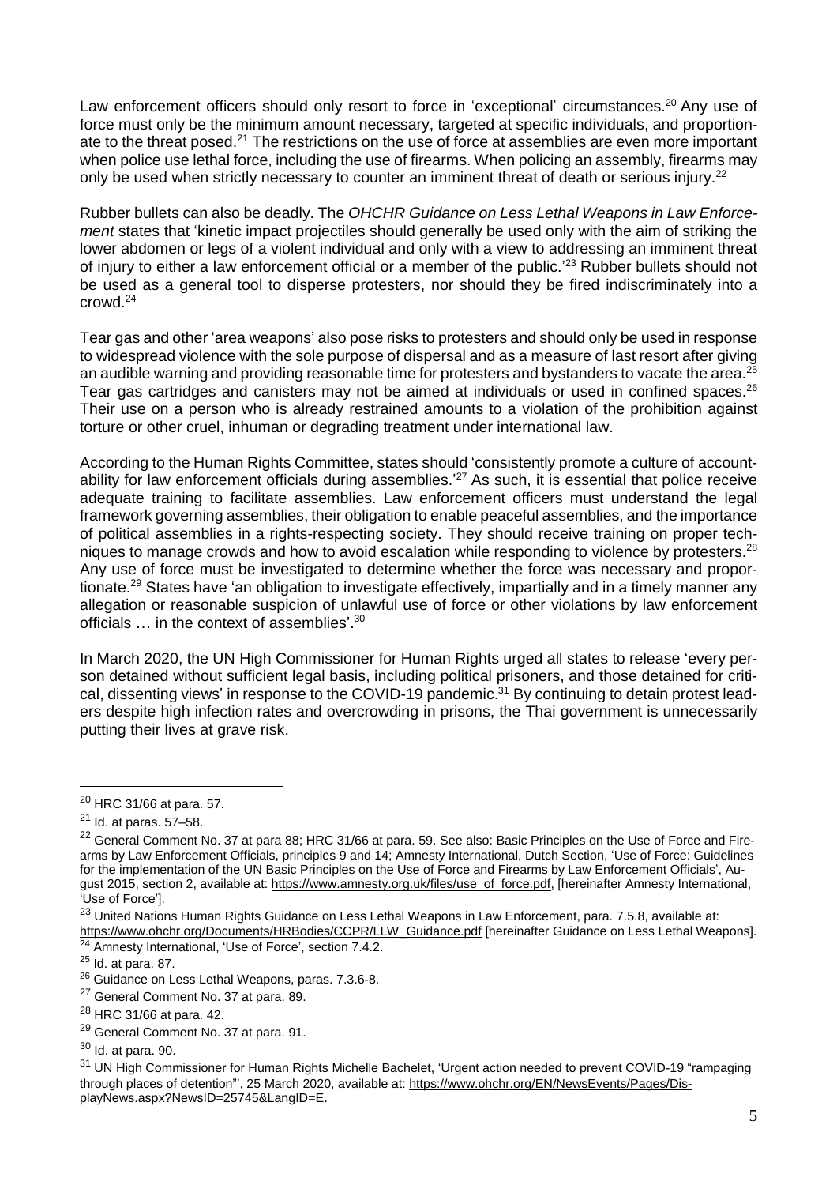Law enforcement officers should only resort to force in 'exceptional' circumstances.[20] Any use of force must only be the minimum amount necessary, targeted at specific individuals, and proportionate to the threat posed.[21] The restrictions on the use of force at assemblies are even more important when police use lethal force, including the use of firearms. When policing an assembly, firearms may only be used when strictly necessary to counter an imminent threat of death or serious injury.[22]

Rubber bullets can also be deadly. The *OHCHR Guidance on Less Lethal Weapons in Law Enforcement* states that 'kinetic impact projectiles should generally be used only with the aim of striking the lower abdomen or legs of a violent individual and only with a view to addressing an imminent threat of injury to either a law enforcement official or a member of the public.'[23] Rubber bullets should not be used as a general tool to disperse protesters, nor should they be fired indiscriminately into a crowd.[24]

Tear gas and other 'area weapons' also pose risks to protesters and should only be used in response to widespread violence with the sole purpose of dispersal and as a measure of last resort after giving an audible warning and providing reasonable time for protesters and bystanders to vacate the area.[25] Tear gas cartridges and canisters may not be aimed at individuals or used in confined spaces.[26] Their use on a person who is already restrained amounts to a violation of the prohibition against torture or other cruel, inhuman or degrading treatment under international law.

According to the Human Rights Committee, states should 'consistently promote a culture of accountability for law enforcement officials during assemblies.'[27] As such, it is essential that police receive adequate training to facilitate assemblies. Law enforcement officers must understand the legal framework governing assemblies, their obligation to enable peaceful assemblies, and the importance of political assemblies in a rights-respecting society. They should receive training on proper techniques to manage crowds and how to avoid escalation while responding to violence by protesters.[28] Any use of force must be investigated to determine whether the force was necessary and proportionate.[29] States have 'an obligation to investigate effectively, impartially and in a timely manner any allegation or reasonable suspicion of unlawful use of force or other violations by law enforcement officials … in the context of assemblies'.[30]

In March 2020, the UN High Commissioner for Human Rights urged all states to release 'every person detained without sufficient legal basis, including political prisoners, and those detained for critical, dissenting views' in response to the COVID-19 pandemic.[31] By continuing to detain protest leaders despite high infection rates and overcrowding in prisons, the Thai government is unnecessarily putting their lives at grave risk.

---

[20] HRC 31/66 at para. 57.

[21] Id. at paras. 57–58.

[22] General Comment No. 37 at para 88; HRC 31/66 at para. 59. See also: Basic Principles on the Use of Force and Firearms by Law Enforcement Officials, principles 9 and 14; Amnesty International, Dutch Section, 'Use of Force: Guidelines for the implementation of the UN Basic Principles on the Use of Force and Firearms by Law Enforcement Officials', August 2015, section 2, available at: https://www.amnesty.org.uk/files/use_of_force.pdf, [hereinafter Amnesty International, 'Use of Force'].

[23] United Nations Human Rights Guidance on Less Lethal Weapons in Law Enforcement, para. 7.5.8, available at: https://www.ohchr.org/Documents/HRBodies/CCPR/LLW_Guidance.pdf [hereinafter Guidance on Less Lethal Weapons].

[24] Amnesty International, 'Use of Force', section 7.4.2.

[25] Id. at para. 87.

[26] Guidance on Less Lethal Weapons, paras. 7.3.6-8.

[27] General Comment No. 37 at para. 89.

[28] HRC 31/66 at para. 42.

[29] General Comment No. 37 at para. 91.

[30] Id. at para. 90.

[31] UN High Commissioner for Human Rights Michelle Bachelet, 'Urgent action needed to prevent COVID-19 "rampaging through places of detention"', 25 March 2020, available at: https://www.ohchr.org/EN/NewsEvents/Pages/DisplayNews.aspx?NewsID=25745&LangID=E.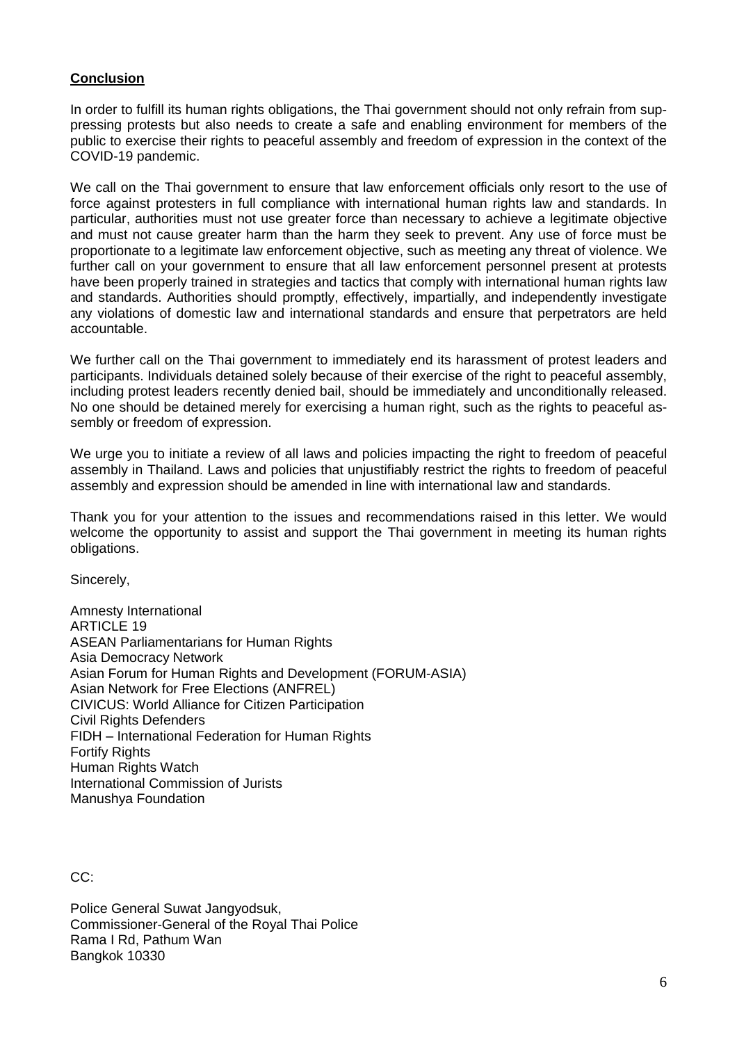## **Conclusion**

In order to fulfill its human rights obligations, the Thai government should not only refrain from suppressing protests but also needs to create a safe and enabling environment for members of the public to exercise their rights to peaceful assembly and freedom of expression in the context of the COVID-19 pandemic.

We call on the Thai government to ensure that law enforcement officials only resort to the use of force against protesters in full compliance with international human rights law and standards. In particular, authorities must not use greater force than necessary to achieve a legitimate objective and must not cause greater harm than the harm they seek to prevent. Any use of force must be proportionate to a legitimate law enforcement objective, such as meeting any threat of violence. We further call on your government to ensure that all law enforcement personnel present at protests have been properly trained in strategies and tactics that comply with international human rights law and standards. Authorities should promptly, effectively, impartially, and independently investigate any violations of domestic law and international standards and ensure that perpetrators are held accountable.

We further call on the Thai government to immediately end its harassment of protest leaders and participants. Individuals detained solely because of their exercise of the right to peaceful assembly, including protest leaders recently denied bail, should be immediately and unconditionally released. No one should be detained merely for exercising a human right, such as the rights to peaceful assembly or freedom of expression.

We urge you to initiate a review of all laws and policies impacting the right to freedom of peaceful assembly in Thailand. Laws and policies that unjustifiably restrict the rights to freedom of peaceful assembly and expression should be amended in line with international law and standards.

Thank you for your attention to the issues and recommendations raised in this letter. We would welcome the opportunity to assist and support the Thai government in meeting its human rights obligations.

Sincerely,

Amnesty International
ARTICLE 19
ASEAN Parliamentarians for Human Rights
Asia Democracy Network
Asian Forum for Human Rights and Development (FORUM-ASIA)
Asian Network for Free Elections (ANFREL)
CIVICUS: World Alliance for Citizen Participation
Civil Rights Defenders
FIDH – International Federation for Human Rights
Fortify Rights
Human Rights Watch
International Commission of Jurists
Manushya Foundation

CC:

Police General Suwat Jangyodsuk,
Commissioner-General of the Royal Thai Police
Rama I Rd, Pathum Wan
Bangkok 10330